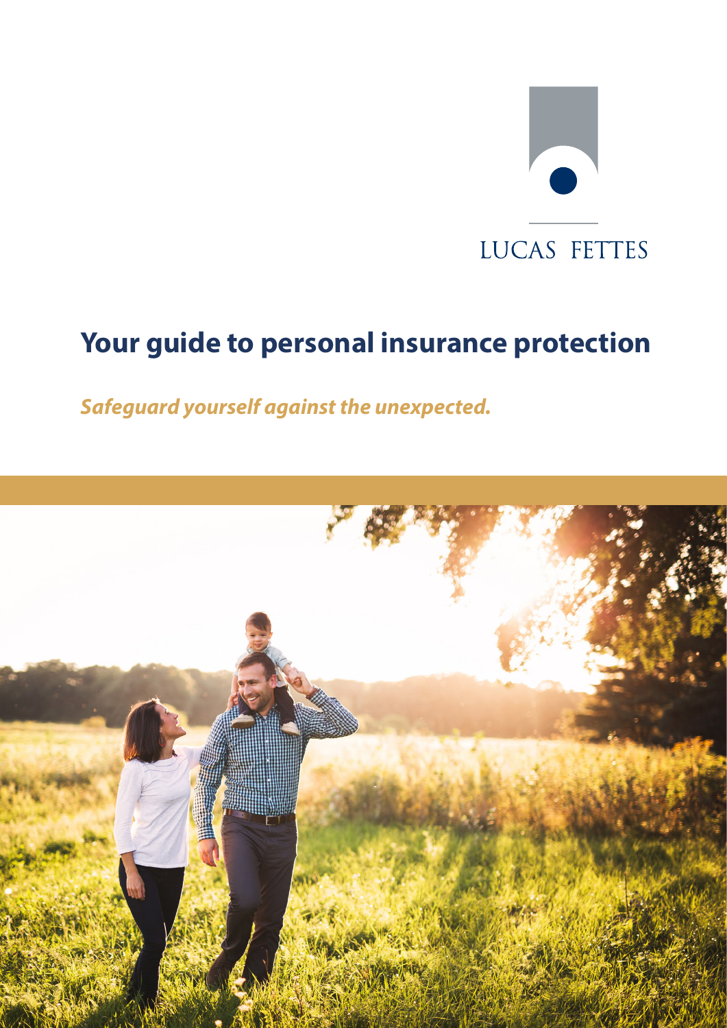LUCAS FETTES

# Your guide to personal insurance protection

***Safeguard yourself against the unexpected.***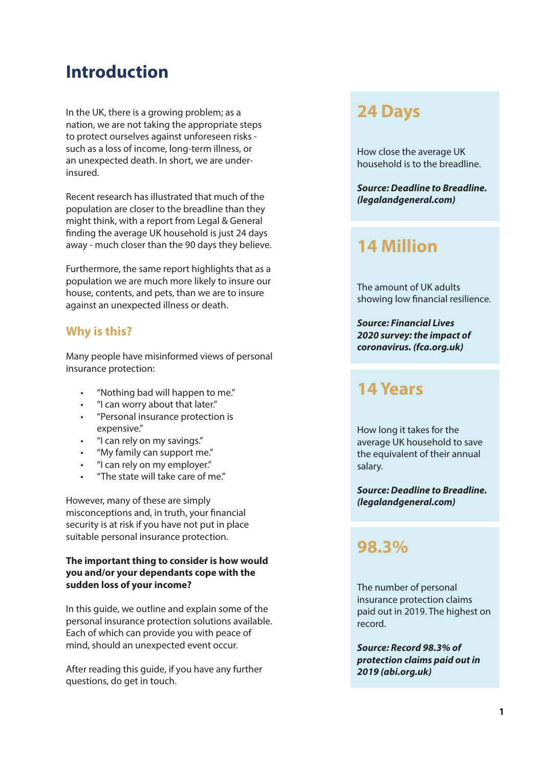# Introduction

In the UK, there is a growing problem; as a nation, we are not taking the appropriate steps to protect ourselves against unforeseen risks - such as a loss of income, long-term illness, or an unexpected death. In short, we are under-insured.

Recent research has illustrated that much of the population are closer to the breadline than they might think, with a report from Legal & General finding the average UK household is just 24 days away - much closer than the 90 days they believe.

Furthermore, the same report highlights that as a population we are much more likely to insure our house, contents, and pets, than we are to insure against an unexpected illness or death.

## Why is this?

Many people have misinformed views of personal insurance protection:

- "Nothing bad will happen to me."
- "I can worry about that later."
- "Personal insurance protection is expensive."
- "I can rely on my savings."
- "My family can support me."
- "I can rely on my employer."
- "The state will take care of me."

However, many of these are simply misconceptions and, in truth, your financial security is at risk if you have not put in place suitable personal insurance protection.

**The important thing to consider is how would you and/or your dependants cope with the sudden loss of your income?**

In this guide, we outline and explain some of the personal insurance protection solutions available. Each of which can provide you with peace of mind, should an unexpected event occur.

After reading this guide, if you have any further questions, do get in touch.

## 24 Days

How close the average UK household is to the breadline.

***Source: Deadline to Breadline. (legalandgeneral.com)***

## 14 Million

The amount of UK adults showing low financial resilience.

***Source: Financial Lives 2020 survey: the impact of coronavirus. (fca.org.uk)***

## 14 Years

How long it takes for the average UK household to save the equivalent of their annual salary.

***Source: Deadline to Breadline. (legalandgeneral.com)***

## 98.3%

The number of personal insurance protection claims paid out in 2019. The highest on record.

***Source: Record 98.3% of protection claims paid out in 2019 (abi.org.uk)***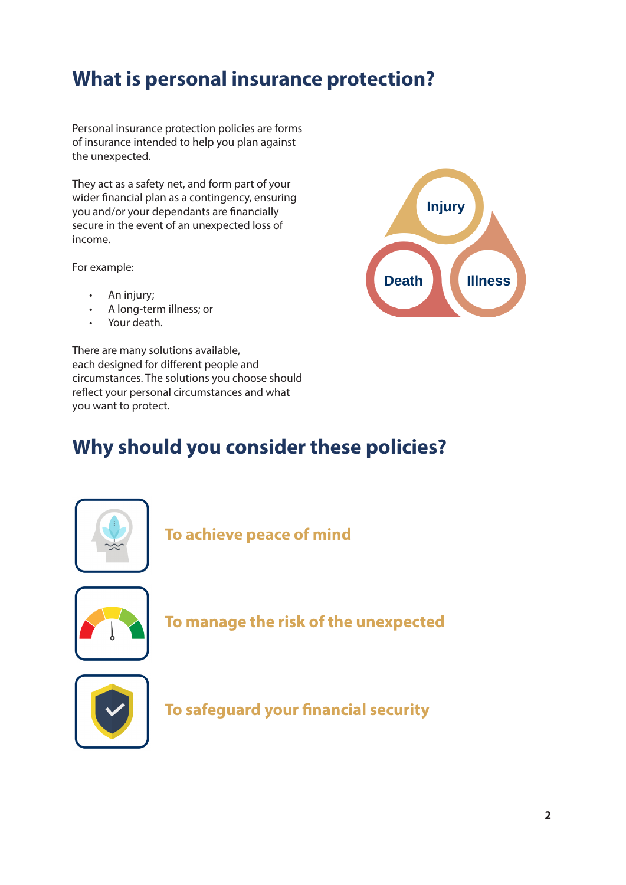# What is personal insurance protection?

Personal insurance protection policies are forms of insurance intended to help you plan against the unexpected.

They act as a safety net, and form part of your wider financial plan as a contingency, ensuring you and/or your dependants are financially secure in the event of an unexpected loss of income.

For example:

- An injury;
- A long-term illness; or
- Your death.

There are many solutions available, each designed for different people and circumstances. The solutions you choose should reflect your personal circumstances and what you want to protect.

Injury

Death

Illness

# Why should you consider these policies?

**To achieve peace of mind**

**To manage the risk of the unexpected**

**To safeguard your financial security**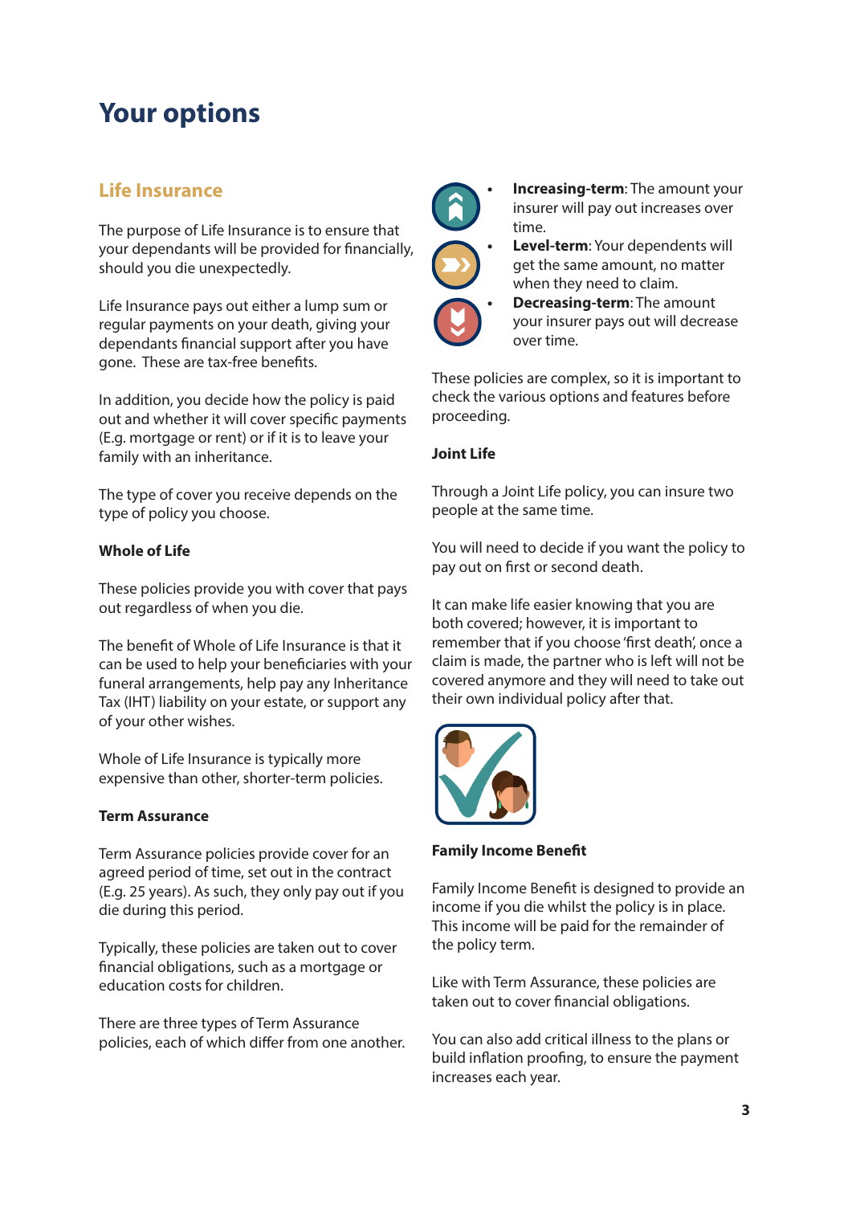# Your options

## Life Insurance

The purpose of Life Insurance is to ensure that your dependants will be provided for financially, should you die unexpectedly.

Life Insurance pays out either a lump sum or regular payments on your death, giving your dependants financial support after you have gone. These are tax-free benefits.

In addition, you decide how the policy is paid out and whether it will cover specific payments (E.g. mortgage or rent) or if it is to leave your family with an inheritance.

The type of cover you receive depends on the type of policy you choose.

### Whole of Life

These policies provide you with cover that pays out regardless of when you die.

The benefit of Whole of Life Insurance is that it can be used to help your beneficiaries with your funeral arrangements, help pay any Inheritance Tax (IHT) liability on your estate, or support any of your other wishes.

Whole of Life Insurance is typically more expensive than other, shorter-term policies.

### Term Assurance

Term Assurance policies provide cover for an agreed period of time, set out in the contract (E.g. 25 years). As such, they only pay out if you die during this period.

Typically, these policies are taken out to cover financial obligations, such as a mortgage or education costs for children.

There are three types of Term Assurance policies, each of which differ from one another.

- **Increasing-term**: The amount your insurer will pay out increases over time.
- **Level-term**: Your dependents will get the same amount, no matter when they need to claim.
- **Decreasing-term**: The amount your insurer pays out will decrease over time.

These policies are complex, so it is important to check the various options and features before proceeding.

### Joint Life

Through a Joint Life policy, you can insure two people at the same time.

You will need to decide if you want the policy to pay out on first or second death.

It can make life easier knowing that you are both covered; however, it is important to remember that if you choose 'first death', once a claim is made, the partner who is left will not be covered anymore and they will need to take out their own individual policy after that.

### Family Income Benefit

Family Income Benefit is designed to provide an income if you die whilst the policy is in place. This income will be paid for the remainder of the policy term.

Like with Term Assurance, these policies are taken out to cover financial obligations.

You can also add critical illness to the plans or build inflation proofing, to ensure the payment increases each year.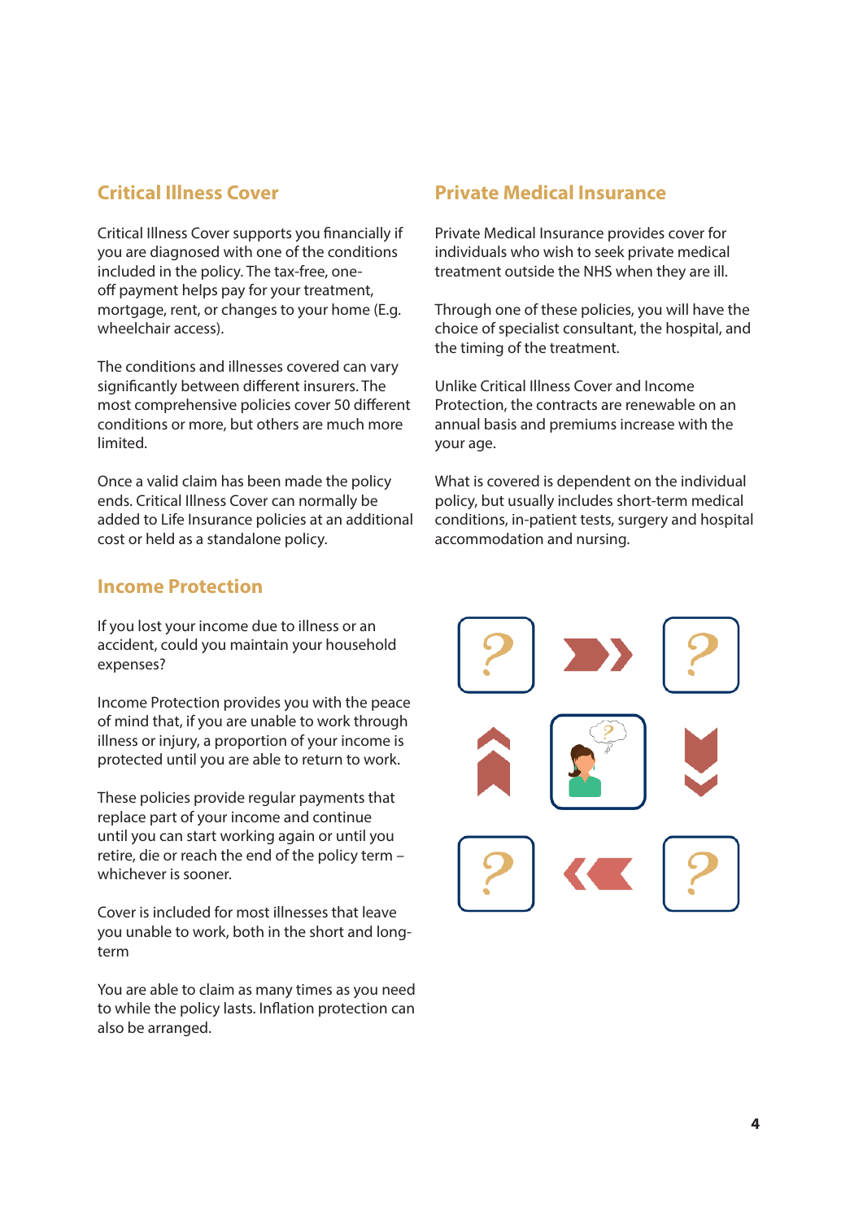## Critical Illness Cover

Critical Illness Cover supports you financially if you are diagnosed with one of the conditions included in the policy. The tax-free, one-off payment helps pay for your treatment, mortgage, rent, or changes to your home (E.g. wheelchair access).

The conditions and illnesses covered can vary significantly between different insurers. The most comprehensive policies cover 50 different conditions or more, but others are much more limited.

Once a valid claim has been made the policy ends. Critical Illness Cover can normally be added to Life Insurance policies at an additional cost or held as a standalone policy.

## Income Protection

If you lost your income due to illness or an accident, could you maintain your household expenses?

Income Protection provides you with the peace of mind that, if you are unable to work through illness or injury, a proportion of your income is protected until you are able to return to work.

These policies provide regular payments that replace part of your income and continue until you can start working again or until you retire, die or reach the end of the policy term – whichever is sooner.

Cover is included for most illnesses that leave you unable to work, both in the short and long-term

You are able to claim as many times as you need to while the policy lasts. Inflation protection can also be arranged.

## Private Medical Insurance

Private Medical Insurance provides cover for individuals who wish to seek private medical treatment outside the NHS when they are ill.

Through one of these policies, you will have the choice of specialist consultant, the hospital, and the timing of the treatment.

Unlike Critical Illness Cover and Income Protection, the contracts are renewable on an annual basis and premiums increase with the your age.

What is covered is dependent on the individual policy, but usually includes short-term medical conditions, in-patient tests, surgery and hospital accommodation and nursing.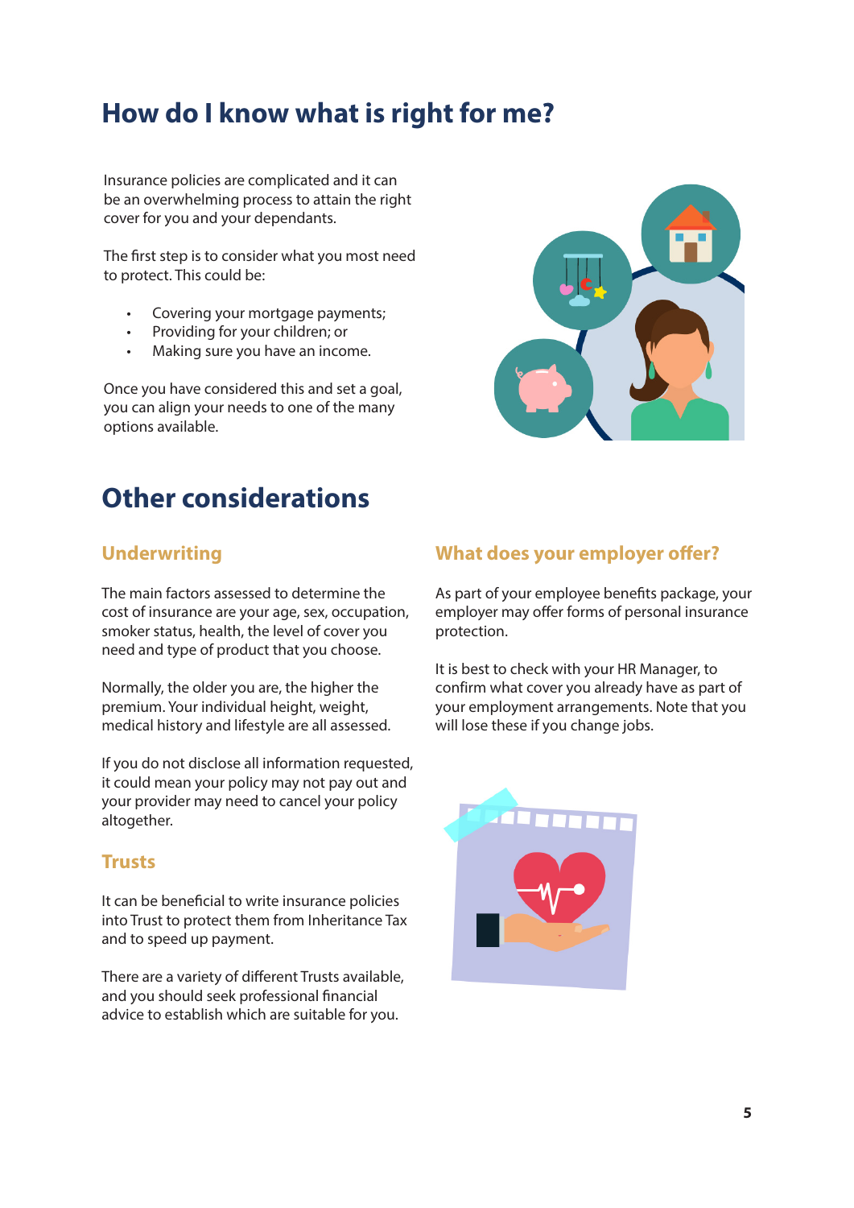# How do I know what is right for me?

Insurance policies are complicated and it can be an overwhelming process to attain the right cover for you and your dependants.

The first step is to consider what you most need to protect. This could be:

- Covering your mortgage payments;
- Providing for your children; or
- Making sure you have an income.

Once you have considered this and set a goal, you can align your needs to one of the many options available.

# Other considerations

## Underwriting

The main factors assessed to determine the cost of insurance are your age, sex, occupation, smoker status, health, the level of cover you need and type of product that you choose.

Normally, the older you are, the higher the premium. Your individual height, weight, medical history and lifestyle are all assessed.

If you do not disclose all information requested, it could mean your policy may not pay out and your provider may need to cancel your policy altogether.

## Trusts

It can be beneficial to write insurance policies into Trust to protect them from Inheritance Tax and to speed up payment.

There are a variety of different Trusts available, and you should seek professional financial advice to establish which are suitable for you.

## What does your employer offer?

As part of your employee benefits package, your employer may offer forms of personal insurance protection.

It is best to check with your HR Manager, to confirm what cover you already have as part of your employment arrangements. Note that you will lose these if you change jobs.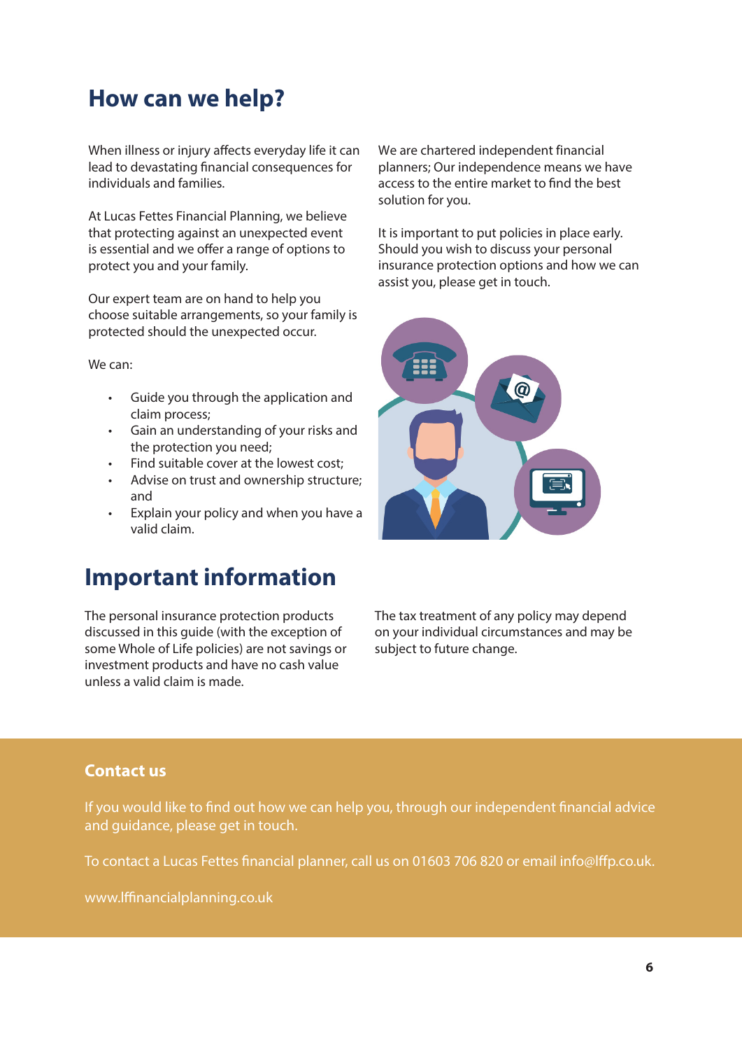# How can we help?

When illness or injury affects everyday life it can lead to devastating financial consequences for individuals and families.

At Lucas Fettes Financial Planning, we believe that protecting against an unexpected event is essential and we offer a range of options to protect you and your family.

Our expert team are on hand to help you choose suitable arrangements, so your family is protected should the unexpected occur.

We can:

- Guide you through the application and claim process;
- Gain an understanding of your risks and the protection you need;
- Find suitable cover at the lowest cost;
- Advise on trust and ownership structure; and
- Explain your policy and when you have a valid claim.

We are chartered independent financial planners; Our independence means we have access to the entire market to find the best solution for you.

It is important to put policies in place early. Should you wish to discuss your personal insurance protection options and how we can assist you, please get in touch.

# Important information

The personal insurance protection products discussed in this guide (with the exception of some Whole of Life policies) are not savings or investment products and have no cash value unless a valid claim is made.

The tax treatment of any policy may depend on your individual circumstances and may be subject to future change.

## Contact us

If you would like to find out how we can help you, through our independent financial advice and guidance, please get in touch.

To contact a Lucas Fettes financial planner, call us on 01603 706 820 or email info@lffp.co.uk.

www.lffinancialplanning.co.uk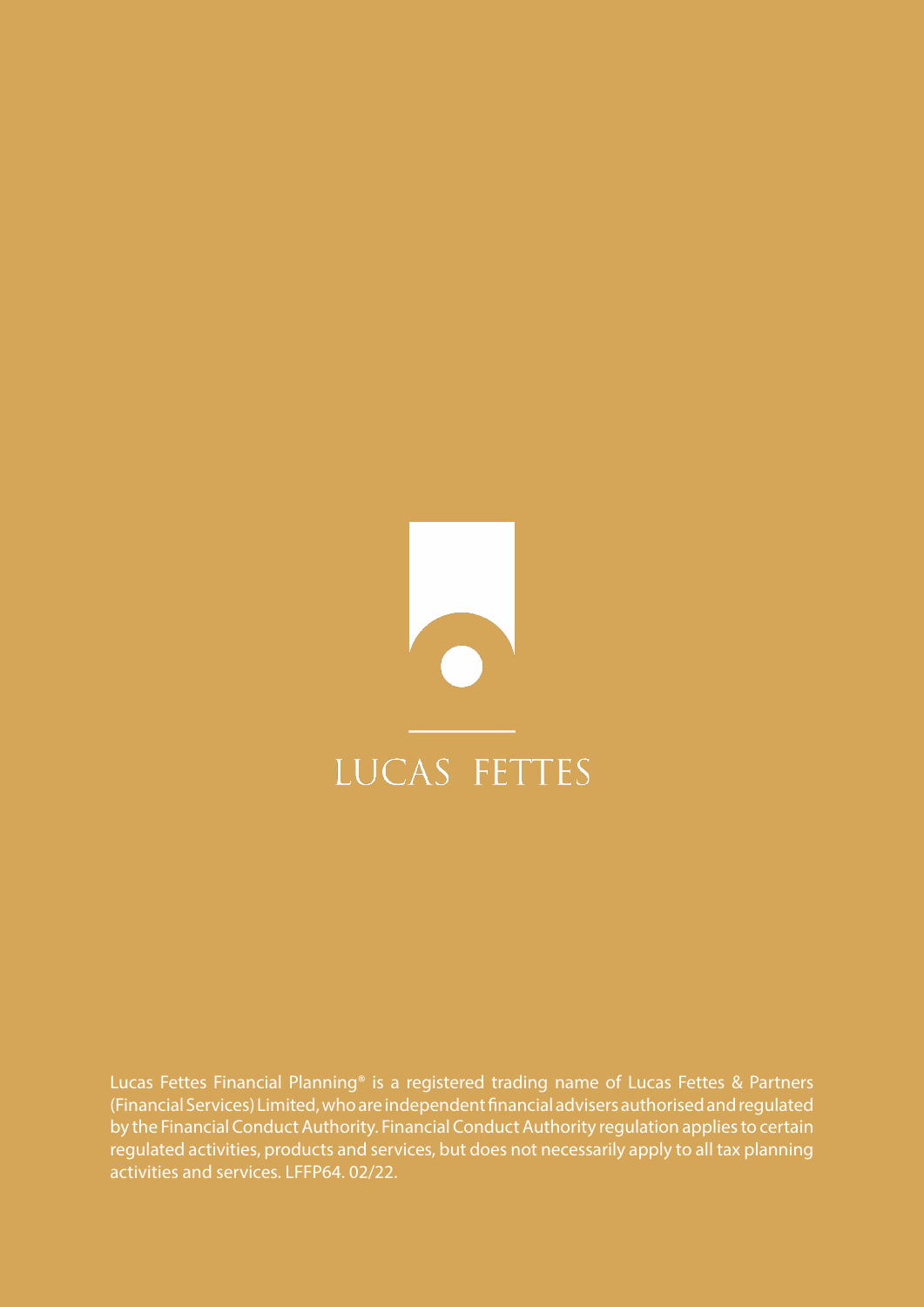LUCAS FETTES

Lucas Fettes Financial Planning® is a registered trading name of Lucas Fettes & Partners (Financial Services) Limited, who are independent financial advisers authorised and regulated by the Financial Conduct Authority. Financial Conduct Authority regulation applies to certain regulated activities, products and services, but does not necessarily apply to all tax planning activities and services. LFFP64. 02/22.